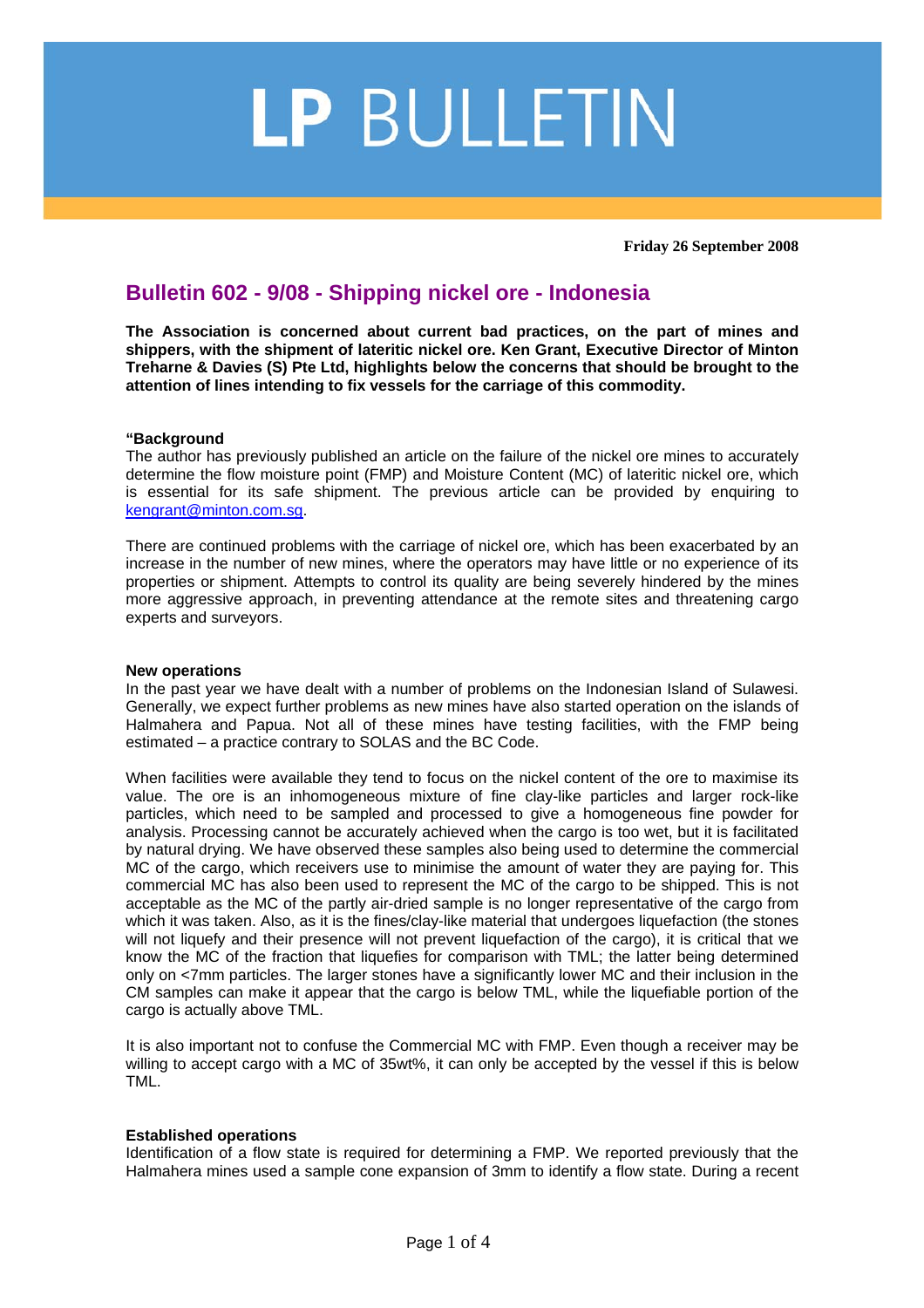# LP BULLETIN

**Friday 26 September 2008**

## Bulletin 602 - 9/08 - Shipping nickel ore - Indonesia

**The Association is concerned about current bad practices, on the part of mines and shippers, with the shipment of lateritic nickel ore. Ken Grant, Executive Director of Minton Treharne & Davies (S) Pte Ltd, highlights below the concerns that should be brought to the attention of lines intending to fix vessels for the carriage of this commodity.**

**"Background**

The author has previously published an article on the failure of the nickel ore mines to accurately determine the flow moisture point (FMP) and Moisture Content (MC) of lateritic nickel ore, which is essential for its safe shipment. The previous article can be provided by enquiring to kengrant@minton.com.sg.

There are continued problems with the carriage of nickel ore, which has been exacerbated by an increase in the number of new mines, where the operators may have little or no experience of its properties or shipment. Attempts to control its quality are being severely hindered by the mines more aggressive approach, in preventing attendance at the remote sites and threatening cargo experts and surveyors.

**New operations**

In the past year we have dealt with a number of problems on the Indonesian Island of Sulawesi. Generally, we expect further problems as new mines have also started operation on the islands of Halmahera and Papua. Not all of these mines have testing facilities, with the FMP being estimated – a practice contrary to SOLAS and the BC Code.

When facilities were available they tend to focus on the nickel content of the ore to maximise its value. The ore is an inhomogeneous mixture of fine clay-like particles and larger rock-like particles, which need to be sampled and processed to give a homogeneous fine powder for analysis. Processing cannot be accurately achieved when the cargo is too wet, but it is facilitated by natural drying. We have observed these samples also being used to determine the commercial MC of the cargo, which receivers use to minimise the amount of water they are paying for. This commercial MC has also been used to represent the MC of the cargo to be shipped. This is not acceptable as the MC of the partly air-dried sample is no longer representative of the cargo from which it was taken. Also, as it is the fines/clay-like material that undergoes liquefaction (the stones will not liquefy and their presence will not prevent liquefaction of the cargo), it is critical that we know the MC of the fraction that liquefies for comparison with TML; the latter being determined only on <7mm particles. The larger stones have a significantly lower MC and their inclusion in the CM samples can make it appear that the cargo is below TML, while the liquefiable portion of the cargo is actually above TML.

It is also important not to confuse the Commercial MC with FMP. Even though a receiver may be willing to accept cargo with a MC of 35wt%, it can only be accepted by the vessel if this is below TML.

**Established operations**

Identification of a flow state is required for determining a FMP. We reported previously that the Halmahera mines used a sample cone expansion of 3mm to identify a flow state. During a recent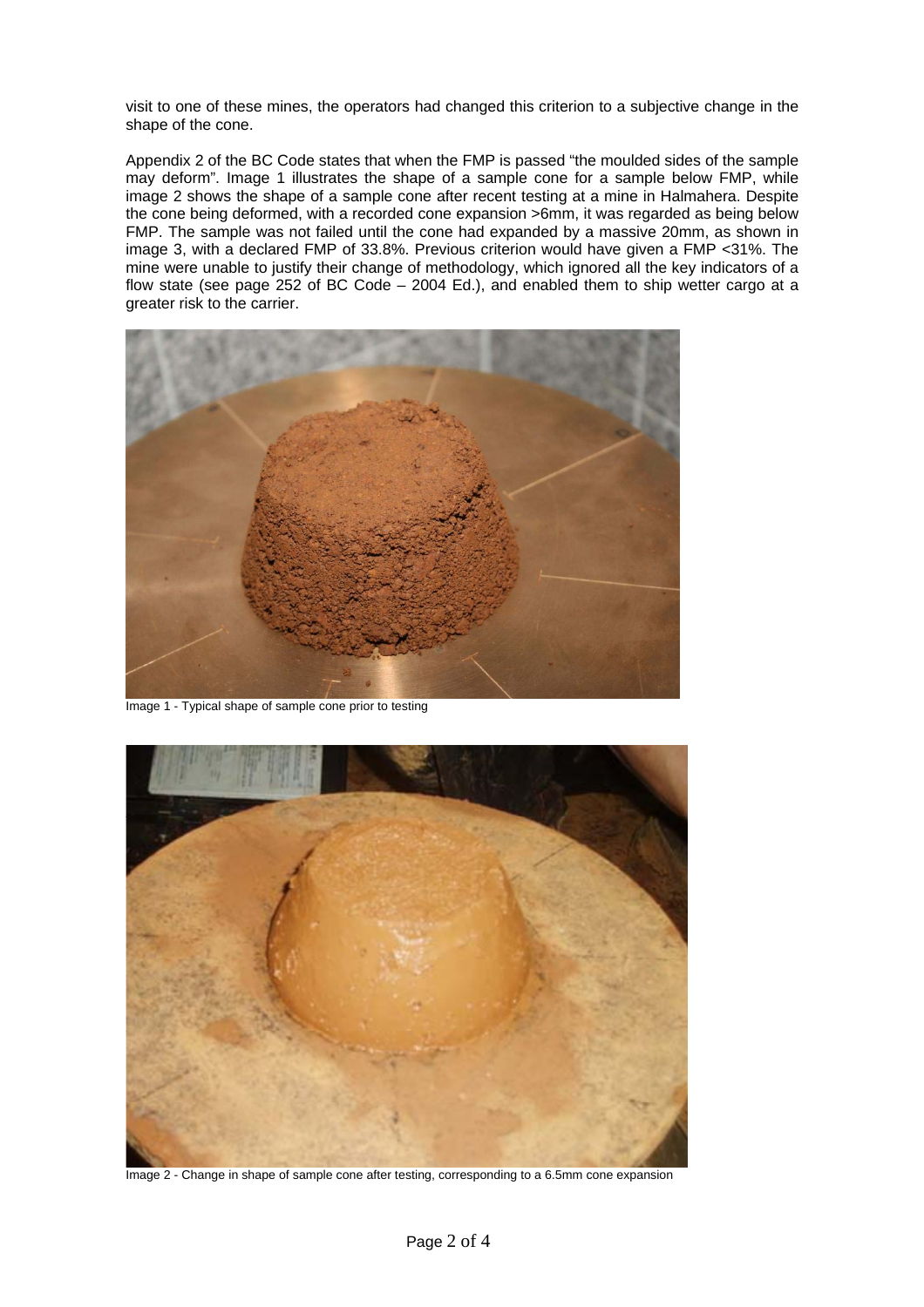visit to one of these mines, the operators had changed this criterion to a subjective change in the shape of the cone.

Appendix 2 of the BC Code states that when the FMP is passed "the moulded sides of the sample may deform". Image 1 illustrates the shape of a sample cone for a sample below FMP, while image 2 shows the shape of a sample cone after recent testing at a mine in Halmahera. Despite the cone being deformed, with a recorded cone expansion >6mm, it was regarded as being below FMP. The sample was not failed until the cone had expanded by a massive 20mm, as shown in image 3, with a declared FMP of 33.8%. Previous criterion would have given a FMP <31%. The mine were unable to justify their change of methodology, which ignored all the key indicators of a flow state (see page 252 of BC Code – 2004 Ed.), and enabled them to ship wetter cargo at a greater risk to the carrier.

Image 1 - Typical shape of sample cone prior to testing

Image 2 - Change in shape of sample cone after testing, corresponding to a 6.5mm cone expansion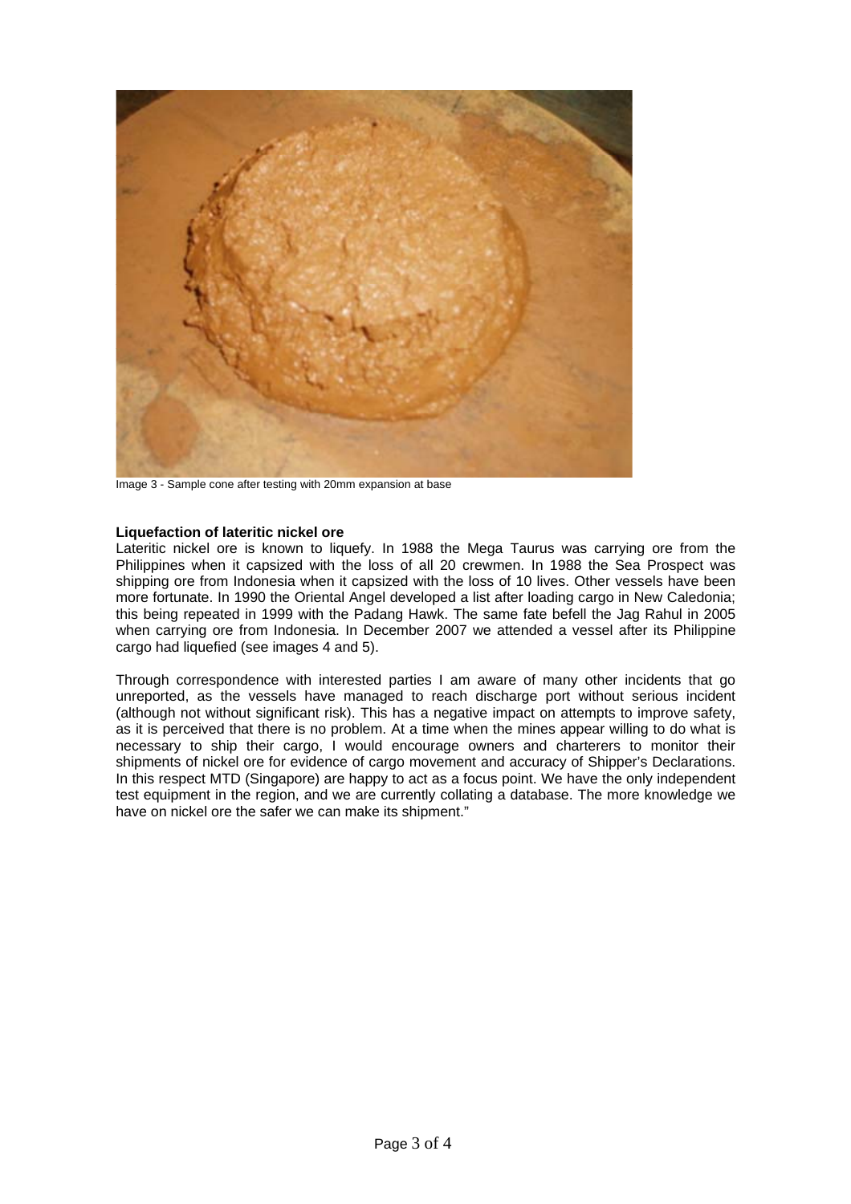Image 3 - Sample cone after testing with 20mm expansion at base

**Liquefaction of lateritic nickel ore**

Lateritic nickel ore is known to liquefy. In 1988 the Mega Taurus was carrying ore from the Philippines when it capsized with the loss of all 20 crewmen. In 1988 the Sea Prospect was shipping ore from Indonesia when it capsized with the loss of 10 lives. Other vessels have been more fortunate. In 1990 the Oriental Angel developed a list after loading cargo in New Caledonia; this being repeated in 1999 with the Padang Hawk. The same fate befell the Jag Rahul in 2005 when carrying ore from Indonesia. In December 2007 we attended a vessel after its Philippine cargo had liquefied (see images 4 and 5).

Through correspondence with interested parties I am aware of many other incidents that go unreported, as the vessels have managed to reach discharge port without serious incident (although not without significant risk). This has a negative impact on attempts to improve safety, as it is perceived that there is no problem. At a time when the mines appear willing to do what is necessary to ship their cargo, I would encourage owners and charterers to monitor their shipments of nickel ore for evidence of cargo movement and accuracy of Shipper's Declarations. In this respect MTD (Singapore) are happy to act as a focus point. We have the only independent test equipment in the region, and we are currently collating a database. The more knowledge we have on nickel ore the safer we can make its shipment."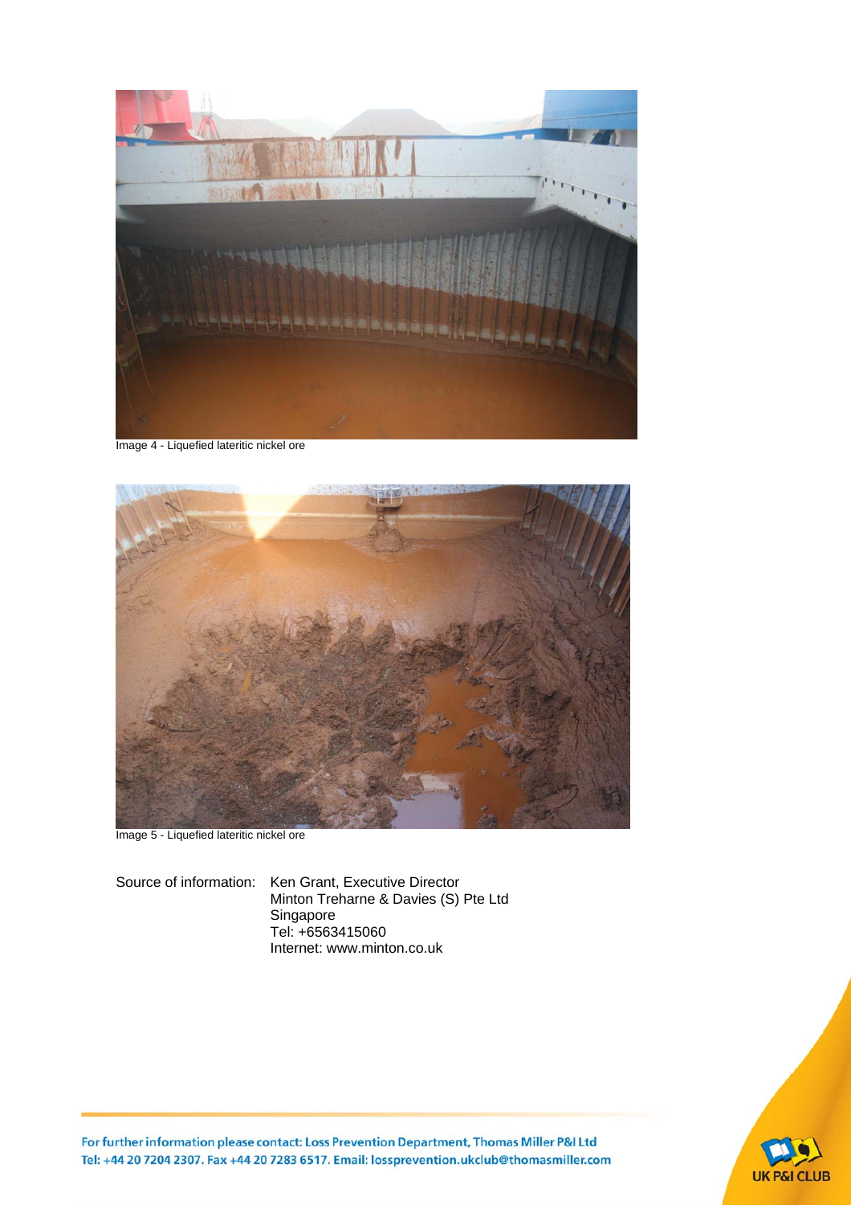Image 4 - Liquefied lateritic nickel ore

Image 5 - Liquefied lateritic nickel ore

Source of information: Ken Grant, Executive Director
Minton Treharne & Davies (S) Pte Ltd
Singapore
Tel: +6563415060
Internet: www.minton.co.uk

For further information please contact: Loss Prevention Department, Thomas Miller P&I Ltd
Tel: +44 20 7204 2307. Fax +44 20 7283 6517. Email: lossprevention.ukclub@thomasmiller.com